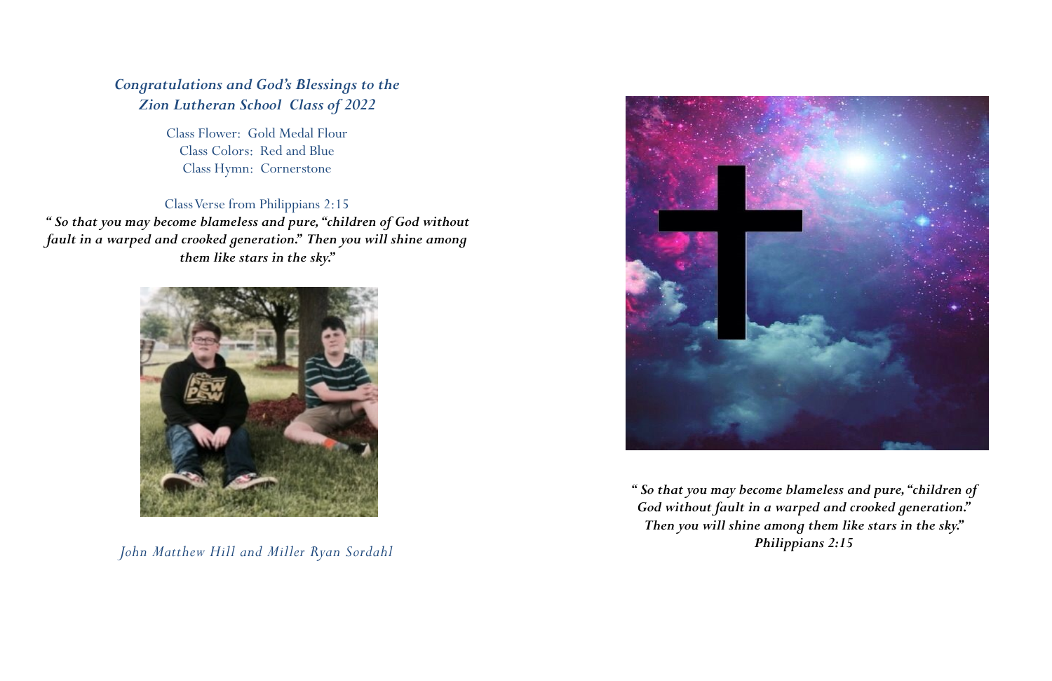***Congratulations and God's Blessings to the Zion Lutheran School Class of 2022***

Class Flower: Gold Medal Flour
Class Colors: Red and Blue
Class Hymn: Cornerstone

Class Verse from Philippians 2:15

***" So that you may become blameless and pure, "children of God without fault in a warped and crooked generation." Then you will shine among them like stars in the sky."***

*John Matthew Hill and Miller Ryan Sordahl*

***" So that you may become blameless and pure, "children of God without fault in a warped and crooked generation." Then you will shine among them like stars in the sky." Philippians 2:15***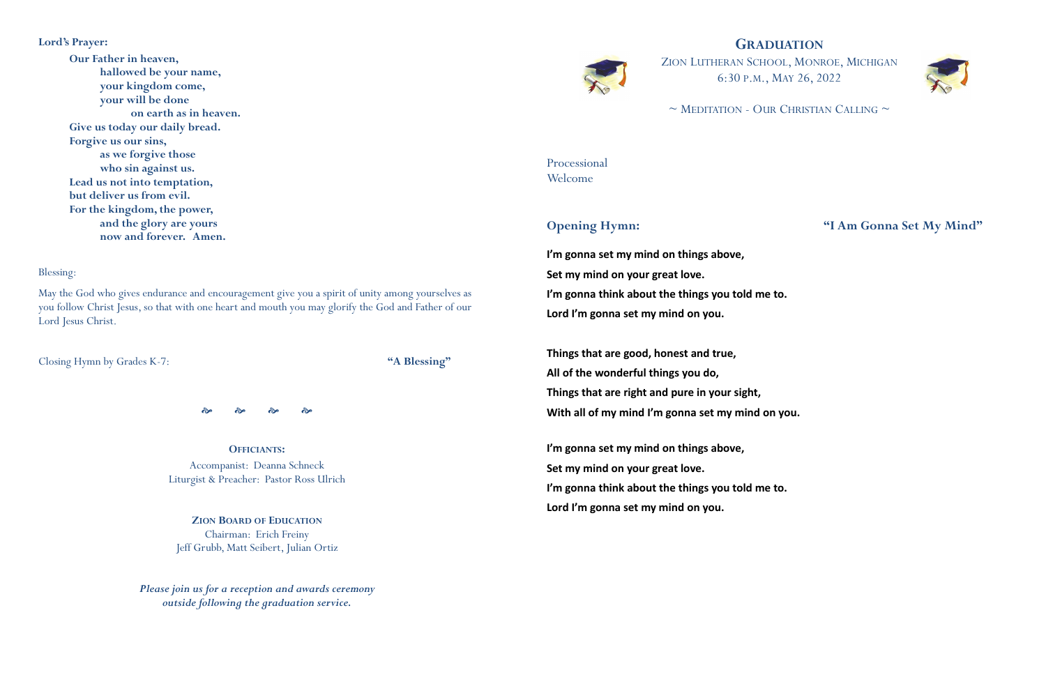**Lord's Prayer:**

**Our Father in heaven,**
**hallowed be your name,**
**your kingdom come,**
**your will be done**
**on earth as in heaven.**
**Give us today our daily bread.**
**Forgive us our sins,**
**as we forgive those**
**who sin against us.**
**Lead us not into temptation,**
**but deliver us from evil.**
**For the kingdom, the power,**
**and the glory are yours**
**now and forever. Amen.**

Blessing:

May the God who gives endurance and encouragement give you a spirit of unity among yourselves as you follow Christ Jesus, so that with one heart and mouth you may glorify the God and Father of our Lord Jesus Christ.

Closing Hymn by Grades K-7: **"A Blessing"**

❧ ❧ ❧ ❧

**OFFICIANTS:**

Accompanist: Deanna Schneck
Liturgist & Preacher: Pastor Ross Ulrich

**ZION BOARD OF EDUCATION**

Chairman: Erich Freiny
Jeff Grubb, Matt Seibert, Julian Ortiz

***Please join us for a reception and awards ceremony outside following the graduation service.***

# GRADUATION

ZION LUTHERAN SCHOOL, MONROE, MICHIGAN
6:30 P.M., MAY 26, 2022

~ MEDITATION - OUR CHRISTIAN CALLING ~

Processional
Welcome

## Opening Hymn: "I Am Gonna Set My Mind"

**I'm gonna set my mind on things above,**
**Set my mind on your great love.**
**I'm gonna think about the things you told me to.**
**Lord I'm gonna set my mind on you.**

**Things that are good, honest and true,**
**All of the wonderful things you do,**
**Things that are right and pure in your sight,**
**With all of my mind I'm gonna set my mind on you.**

**I'm gonna set my mind on things above,**
**Set my mind on your great love.**
**I'm gonna think about the things you told me to.**
**Lord I'm gonna set my mind on you.**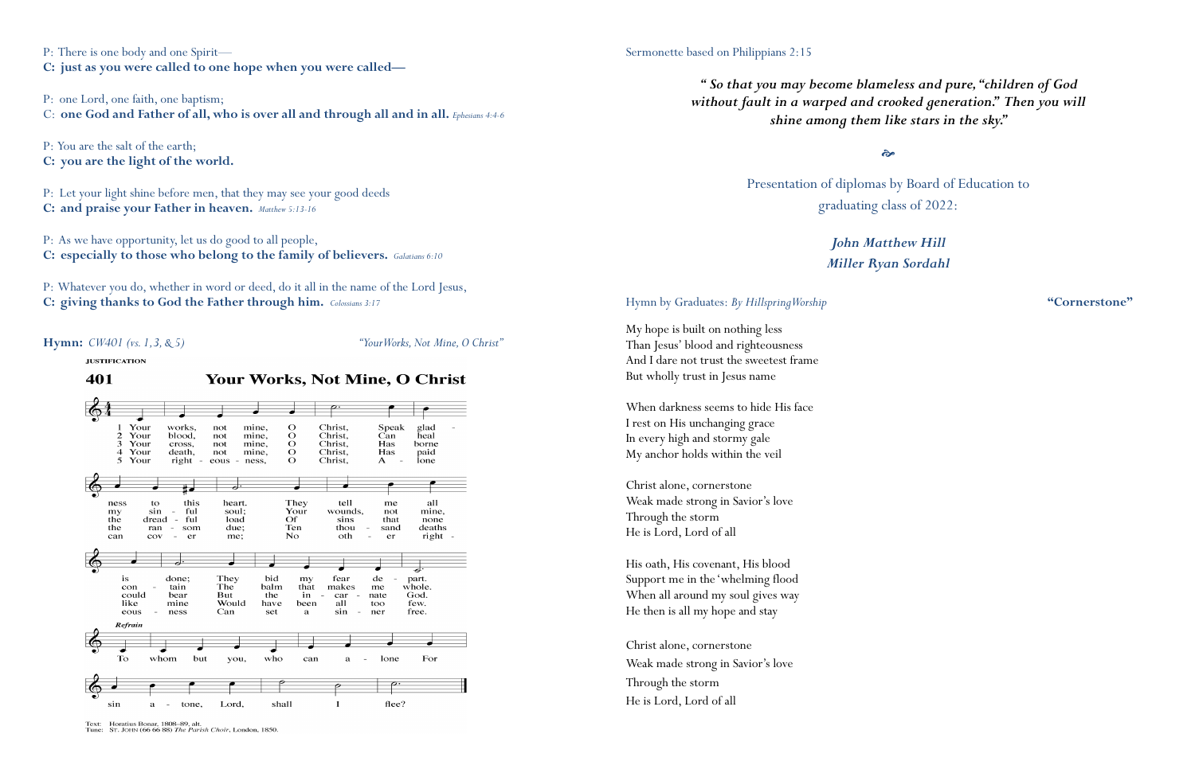P: There is one body and one Spirit—
**C: just as you were called to one hope when you were called—**

P: one Lord, one faith, one baptism;
C: **one God and Father of all, who is over all and through all and in all.** *Ephesians 4:4-6*

P: You are the salt of the earth;
**C: you are the light of the world.**

P: Let your light shine before men, that they may see your good deeds
**C: and praise your Father in heaven.** *Matthew 5:13-16*

P: As we have opportunity, let us do good to all people,
**C: especially to those who belong to the family of believers.** *Galatians 6:10*

P: Whatever you do, whether in word or deed, do it all in the name of the Lord Jesus,
**C: giving thanks to God the Father through him.** *Colossians 3:17*

**Hymn:** *CW401 (vs. 1, 3, & 5)* *"Your Works, Not Mine, O Christ"*

JUSTIFICATION

**401 Your Works, Not Mine, O Christ**

1 Your works, not mine, O Christ, Speak gladness to this heart. They tell me all is done; They bid my fear depart.
2 Your blood, not mine, O Christ, Can heal my sinful soul; Your wounds, not mine, contain The balm that makes me whole.
3 Your cross, not mine, O Christ, Has borne the dreadful load Of sins that none could bear But the incarnate God.
4 Your death, not mine, O Christ, Has paid the ransom due; Ten thousand deaths like mine Would have been all too few.
5 Your righteousness, O Christ, Alone can cover me; No other righteousness Can set a sinner free.

Refrain: To whom but you, who can alone For sin atone, Lord, shall I flee?

Text: Horatius Bonar, 1808–89, alt.
Tune: ST. JOHN (66 66 88) *The Parish Choir*, London, 1850.

Sermonette based on Philippians 2:15

***" So that you may become blameless and pure, "children of God without fault in a warped and crooked generation." Then you will shine among them like stars in the sky."***

Presentation of diplomas by Board of Education to graduating class of 2022:

***John Matthew Hill***
***Miller Ryan Sordahl***

Hymn by Graduates: *By HillspringWorship* **"Cornerstone"**

My hope is built on nothing less
Than Jesus' blood and righteousness
And I dare not trust the sweetest frame
But wholly trust in Jesus name

When darkness seems to hide His face
I rest on His unchanging grace
In every high and stormy gale
My anchor holds within the veil

Christ alone, cornerstone
Weak made strong in Savior's love
Through the storm
He is Lord, Lord of all

His oath, His covenant, His blood
Support me in the 'whelming flood
When all around my soul gives way
He then is all my hope and stay

Christ alone, cornerstone
Weak made strong in Savior's love
Through the storm
He is Lord, Lord of all